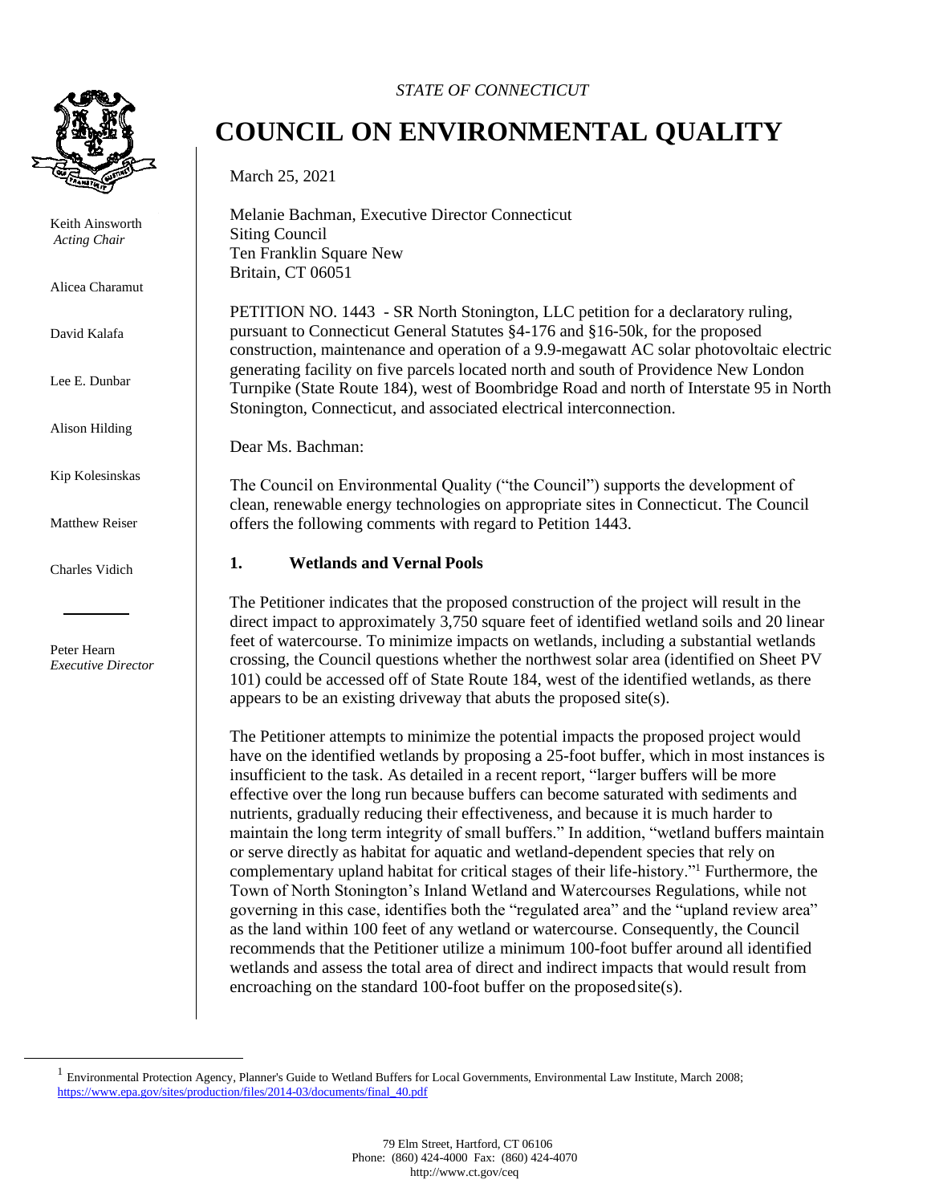*STATE OF CONNECTICUT*

# COUNCIL ON ENVIRONMENTAL QUALITY

Keith Ainsworth
*Acting Chair*

Alicea Charamut

David Kalafa

Lee E. Dunbar

Alison Hilding

Kip Kolesinskas

Matthew Reiser

Charles Vidich

Peter Hearn
*Executive Director*

March 25, 2021

Melanie Bachman, Executive Director Connecticut
Siting Council
Ten Franklin Square New
Britain, CT 06051

PETITION NO. 1443 - SR North Stonington, LLC petition for a declaratory ruling, pursuant to Connecticut General Statutes §4-176 and §16-50k, for the proposed construction, maintenance and operation of a 9.9-megawatt AC solar photovoltaic electric generating facility on five parcels located north and south of Providence New London Turnpike (State Route 184), west of Boombridge Road and north of Interstate 95 in North Stonington, Connecticut, and associated electrical interconnection.

Dear Ms. Bachman:

The Council on Environmental Quality ("the Council") supports the development of clean, renewable energy technologies on appropriate sites in Connecticut. The Council offers the following comments with regard to Petition 1443.

## 1. Wetlands and Vernal Pools

The Petitioner indicates that the proposed construction of the project will result in the direct impact to approximately 3,750 square feet of identified wetland soils and 20 linear feet of watercourse. To minimize impacts on wetlands, including a substantial wetlands crossing, the Council questions whether the northwest solar area (identified on Sheet PV 101) could be accessed off of State Route 184, west of the identified wetlands, as there appears to be an existing driveway that abuts the proposed site(s).

The Petitioner attempts to minimize the potential impacts the proposed project would have on the identified wetlands by proposing a 25-foot buffer, which in most instances is insufficient to the task. As detailed in a recent report, "larger buffers will be more effective over the long run because buffers can become saturated with sediments and nutrients, gradually reducing their effectiveness, and because it is much harder to maintain the long term integrity of small buffers." In addition, "wetland buffers maintain or serve directly as habitat for aquatic and wetland-dependent species that rely on complementary upland habitat for critical stages of their life-history."[1] Furthermore, the Town of North Stonington's Inland Wetland and Watercourses Regulations, while not governing in this case, identifies both the "regulated area" and the "upland review area" as the land within 100 feet of any wetland or watercourse. Consequently, the Council recommends that the Petitioner utilize a minimum 100-foot buffer around all identified wetlands and assess the total area of direct and indirect impacts that would result from encroaching on the standard 100-foot buffer on the proposed site(s).

[1] Environmental Protection Agency, Planner's Guide to Wetland Buffers for Local Governments, Environmental Law Institute, March 2008; https://www.epa.gov/sites/production/files/2014-03/documents/final_40.pdf

79 Elm Street, Hartford, CT 06106
Phone: (860) 424-4000 Fax: (860) 424-4070
http://www.ct.gov/ceq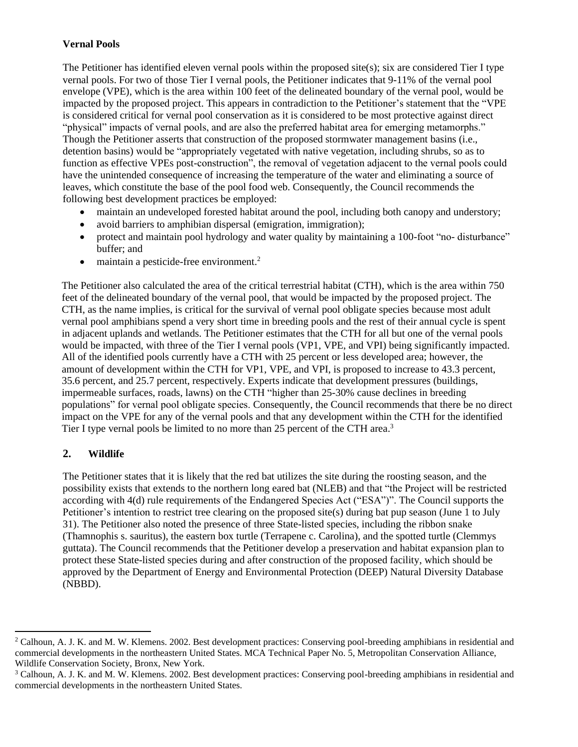**Vernal Pools**

The Petitioner has identified eleven vernal pools within the proposed site(s); six are considered Tier I type vernal pools. For two of those Tier I vernal pools, the Petitioner indicates that 9-11% of the vernal pool envelope (VPE), which is the area within 100 feet of the delineated boundary of the vernal pool, would be impacted by the proposed project. This appears in contradiction to the Petitioner's statement that the "VPE is considered critical for vernal pool conservation as it is considered to be most protective against direct "physical" impacts of vernal pools, and are also the preferred habitat area for emerging metamorphs." Though the Petitioner asserts that construction of the proposed stormwater management basins (i.e., detention basins) would be "appropriately vegetated with native vegetation, including shrubs, so as to function as effective VPEs post-construction", the removal of vegetation adjacent to the vernal pools could have the unintended consequence of increasing the temperature of the water and eliminating a source of leaves, which constitute the base of the pool food web. Consequently, the Council recommends the following best development practices be employed:

- maintain an undeveloped forested habitat around the pool, including both canopy and understory;
- avoid barriers to amphibian dispersal (emigration, immigration);
- protect and maintain pool hydrology and water quality by maintaining a 100-foot "no- disturbance" buffer; and
- maintain a pesticide-free environment.[2]

The Petitioner also calculated the area of the critical terrestrial habitat (CTH), which is the area within 750 feet of the delineated boundary of the vernal pool, that would be impacted by the proposed project. The CTH, as the name implies, is critical for the survival of vernal pool obligate species because most adult vernal pool amphibians spend a very short time in breeding pools and the rest of their annual cycle is spent in adjacent uplands and wetlands. The Petitioner estimates that the CTH for all but one of the vernal pools would be impacted, with three of the Tier I vernal pools (VP1, VPE, and VPI) being significantly impacted. All of the identified pools currently have a CTH with 25 percent or less developed area; however, the amount of development within the CTH for VP1, VPE, and VPI, is proposed to increase to 43.3 percent, 35.6 percent, and 25.7 percent, respectively. Experts indicate that development pressures (buildings, impermeable surfaces, roads, lawns) on the CTH "higher than 25-30% cause declines in breeding populations" for vernal pool obligate species. Consequently, the Council recommends that there be no direct impact on the VPE for any of the vernal pools and that any development within the CTH for the identified Tier I type vernal pools be limited to no more than 25 percent of the CTH area.[3]

## 2. Wildlife

The Petitioner states that it is likely that the red bat utilizes the site during the roosting season, and the possibility exists that extends to the northern long eared bat (NLEB) and that "the Project will be restricted according with 4(d) rule requirements of the Endangered Species Act ("ESA")". The Council supports the Petitioner's intention to restrict tree clearing on the proposed site(s) during bat pup season (June 1 to July 31). The Petitioner also noted the presence of three State-listed species, including the ribbon snake (Thamnophis s. sauritus), the eastern box turtle (Terrapene c. Carolina), and the spotted turtle (Clemmys guttata). The Council recommends that the Petitioner develop a preservation and habitat expansion plan to protect these State-listed species during and after construction of the proposed facility, which should be approved by the Department of Energy and Environmental Protection (DEEP) Natural Diversity Database (NBBD).

---

[2] Calhoun, A. J. K. and M. W. Klemens. 2002. Best development practices: Conserving pool-breeding amphibians in residential and commercial developments in the northeastern United States. MCA Technical Paper No. 5, Metropolitan Conservation Alliance, Wildlife Conservation Society, Bronx, New York.

[3] Calhoun, A. J. K. and M. W. Klemens. 2002. Best development practices: Conserving pool-breeding amphibians in residential and commercial developments in the northeastern United States.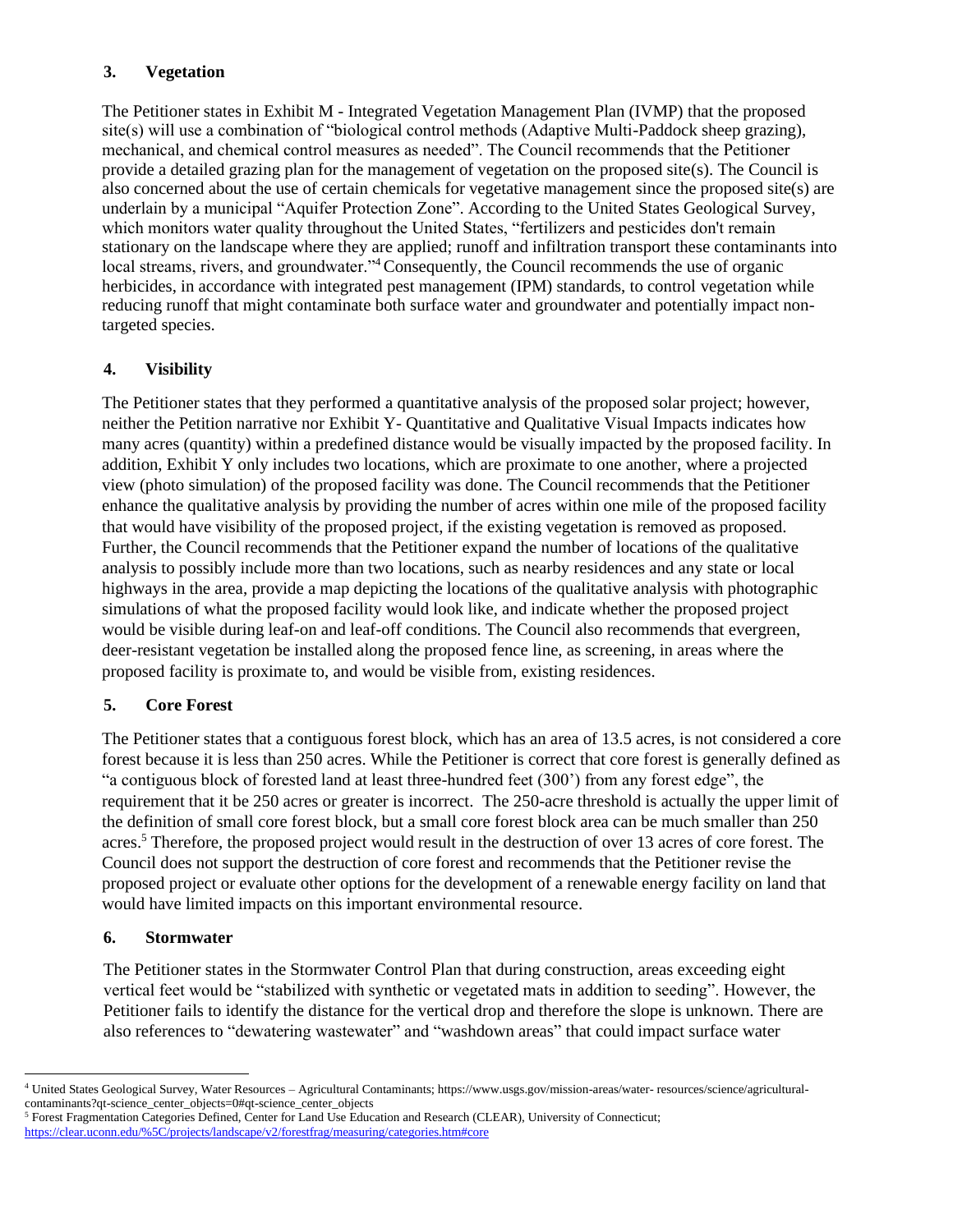### 3. Vegetation

The Petitioner states in Exhibit M - Integrated Vegetation Management Plan (IVMP) that the proposed site(s) will use a combination of "biological control methods (Adaptive Multi-Paddock sheep grazing), mechanical, and chemical control measures as needed". The Council recommends that the Petitioner provide a detailed grazing plan for the management of vegetation on the proposed site(s). The Council is also concerned about the use of certain chemicals for vegetative management since the proposed site(s) are underlain by a municipal "Aquifer Protection Zone". According to the United States Geological Survey, which monitors water quality throughout the United States, "fertilizers and pesticides don't remain stationary on the landscape where they are applied; runoff and infiltration transport these contaminants into local streams, rivers, and groundwater."[4] Consequently, the Council recommends the use of organic herbicides, in accordance with integrated pest management (IPM) standards, to control vegetation while reducing runoff that might contaminate both surface water and groundwater and potentially impact non-targeted species.

### 4. Visibility

The Petitioner states that they performed a quantitative analysis of the proposed solar project; however, neither the Petition narrative nor Exhibit Y- Quantitative and Qualitative Visual Impacts indicates how many acres (quantity) within a predefined distance would be visually impacted by the proposed facility. In addition, Exhibit Y only includes two locations, which are proximate to one another, where a projected view (photo simulation) of the proposed facility was done. The Council recommends that the Petitioner enhance the qualitative analysis by providing the number of acres within one mile of the proposed facility that would have visibility of the proposed project, if the existing vegetation is removed as proposed. Further, the Council recommends that the Petitioner expand the number of locations of the qualitative analysis to possibly include more than two locations, such as nearby residences and any state or local highways in the area, provide a map depicting the locations of the qualitative analysis with photographic simulations of what the proposed facility would look like, and indicate whether the proposed project would be visible during leaf-on and leaf-off conditions. The Council also recommends that evergreen, deer-resistant vegetation be installed along the proposed fence line, as screening, in areas where the proposed facility is proximate to, and would be visible from, existing residences.

### 5. Core Forest

The Petitioner states that a contiguous forest block, which has an area of 13.5 acres, is not considered a core forest because it is less than 250 acres. While the Petitioner is correct that core forest is generally defined as "a contiguous block of forested land at least three-hundred feet (300') from any forest edge", the requirement that it be 250 acres or greater is incorrect. The 250-acre threshold is actually the upper limit of the definition of small core forest block, but a small core forest block area can be much smaller than 250 acres.[5] Therefore, the proposed project would result in the destruction of over 13 acres of core forest. The Council does not support the destruction of core forest and recommends that the Petitioner revise the proposed project or evaluate other options for the development of a renewable energy facility on land that would have limited impacts on this important environmental resource.

### 6. Stormwater

The Petitioner states in the Stormwater Control Plan that during construction, areas exceeding eight vertical feet would be "stabilized with synthetic or vegetated mats in addition to seeding". However, the Petitioner fails to identify the distance for the vertical drop and therefore the slope is unknown. There are also references to "dewatering wastewater" and "washdown areas" that could impact surface water

---

[4] United States Geological Survey, Water Resources – Agricultural Contaminants; https://www.usgs.gov/mission-areas/water- resources/science/agricultural-contaminants?qt-science_center_objects=0#qt-science_center_objects

[5] Forest Fragmentation Categories Defined, Center for Land Use Education and Research (CLEAR), University of Connecticut; https://clear.uconn.edu/%5C/projects/landscape/v2/forestfrag/measuring/categories.htm#core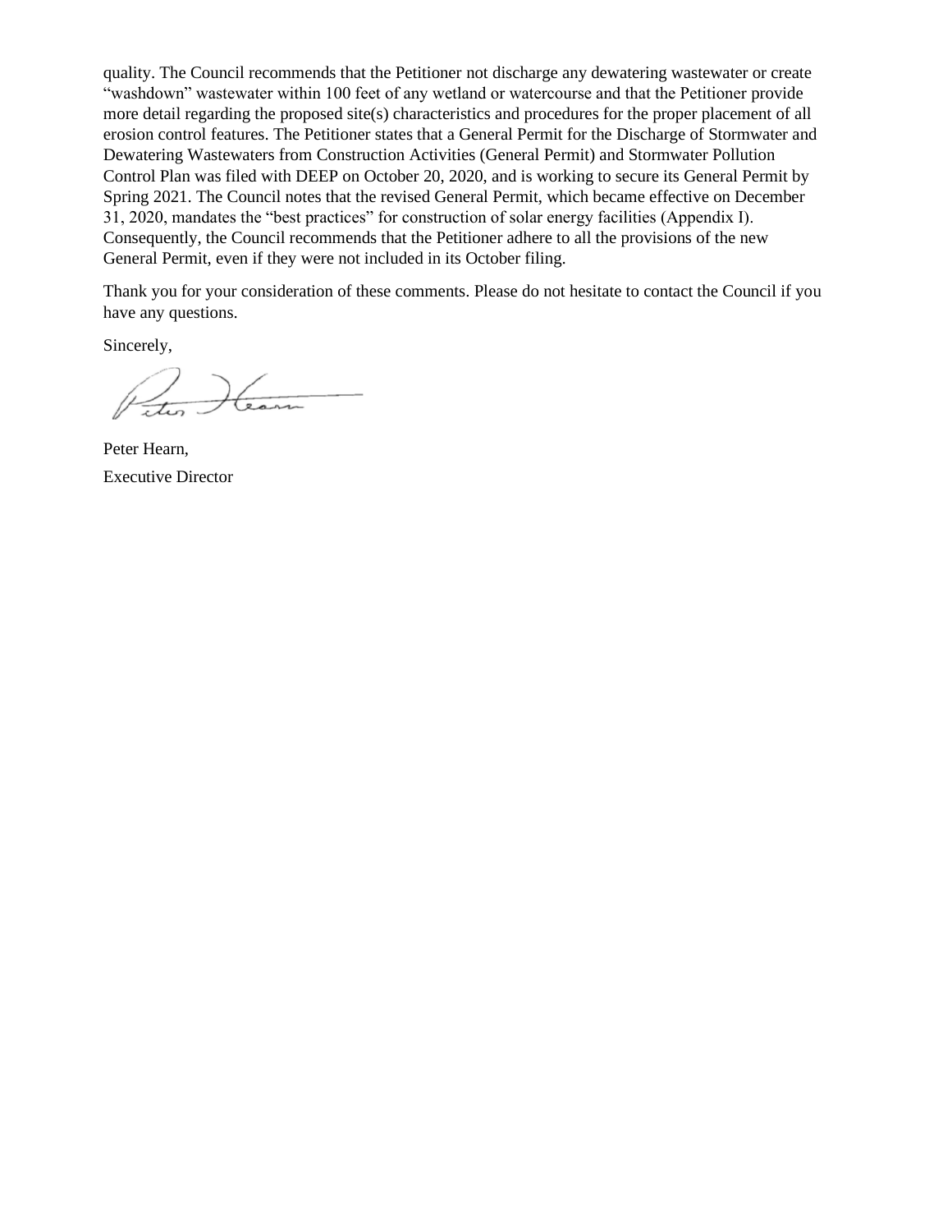quality. The Council recommends that the Petitioner not discharge any dewatering wastewater or create "washdown" wastewater within 100 feet of any wetland or watercourse and that the Petitioner provide more detail regarding the proposed site(s) characteristics and procedures for the proper placement of all erosion control features. The Petitioner states that a General Permit for the Discharge of Stormwater and Dewatering Wastewaters from Construction Activities (General Permit) and Stormwater Pollution Control Plan was filed with DEEP on October 20, 2020, and is working to secure its General Permit by Spring 2021. The Council notes that the revised General Permit, which became effective on December 31, 2020, mandates the "best practices" for construction of solar energy facilities (Appendix I). Consequently, the Council recommends that the Petitioner adhere to all the provisions of the new General Permit, even if they were not included in its October filing.

Thank you for your consideration of these comments. Please do not hesitate to contact the Council if you have any questions.

Sincerely,

Peter Hearn,

Executive Director